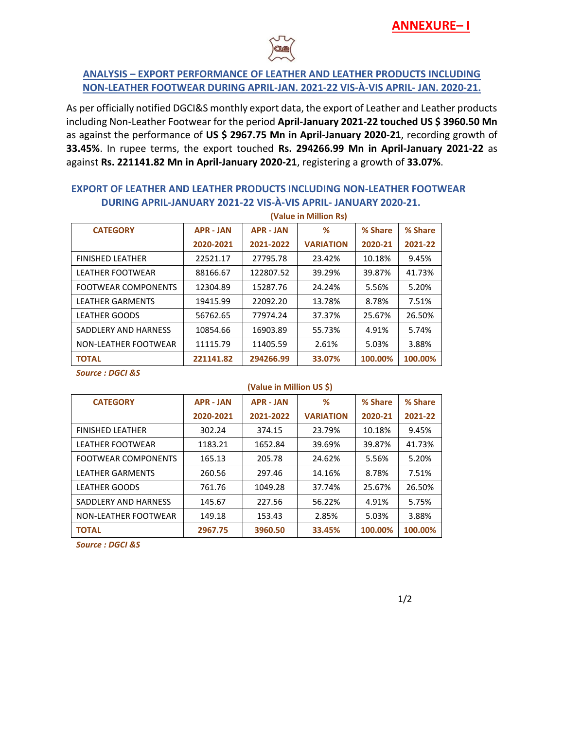**ANNEXURE– I**

## ANALYSIS – EXPORT PERFORMANCE OF LEATHER AND LEATHER PRODUCTS INCLUDING NON-LEATHER FOOTWEAR DURING APRIL-JAN. 2021-22 VIS-À-VIS APRIL- JAN. 2020-21.

As per officially notified DGCI&S monthly export data, the export of Leather and Leather products including Non-Leather Footwear for the period **April-January 2021-22 touched US $ 3960.50 Mn** as against the performance of **US $ 2967.75 Mn in April-January 2020-21**, recording growth of **33.45%**. In rupee terms, the export touched **Rs. 294266.99 Mn in April-January 2021-22** as against **Rs. 221141.82 Mn in April-January 2020-21**, registering a growth of **33.07%**.

### EXPORT OF LEATHER AND LEATHER PRODUCTS INCLUDING NON-LEATHER FOOTWEAR DURING APRIL-JANUARY 2021-22 VIS-À-VIS APRIL- JANUARY 2020-21.

**(Value in Million Rs)**

| CATEGORY | APR - JAN 2020-2021 | APR - JAN 2021-2022 | % VARIATION | % Share 2020-21 | % Share 2021-22 |
|---|---|---|---|---|---|
| FINISHED LEATHER | 22521.17 | 27795.78 | 23.42% | 10.18% | 9.45% |
| LEATHER FOOTWEAR | 88166.67 | 122807.52 | 39.29% | 39.87% | 41.73% |
| FOOTWEAR COMPONENTS | 12304.89 | 15287.76 | 24.24% | 5.56% | 5.20% |
| LEATHER GARMENTS | 19415.99 | 22092.20 | 13.78% | 8.78% | 7.51% |
| LEATHER GOODS | 56762.65 | 77974.24 | 37.37% | 25.67% | 26.50% |
| SADDLERY AND HARNESS | 10854.66 | 16903.89 | 55.73% | 4.91% | 5.74% |
| NON-LEATHER FOOTWEAR | 11115.79 | 11405.59 | 2.61% | 5.03% | 3.88% |
| **TOTAL** | **221141.82** | **294266.99** | **33.07%** | **100.00%** | **100.00%** |

*Source : DGCI &S*

**(Value in Million US $)**

| CATEGORY | APR - JAN 2020-2021 | APR - JAN 2021-2022 | % VARIATION | % Share 2020-21 | % Share 2021-22 |
|---|---|---|---|---|---|
| FINISHED LEATHER | 302.24 | 374.15 | 23.79% | 10.18% | 9.45% |
| LEATHER FOOTWEAR | 1183.21 | 1652.84 | 39.69% | 39.87% | 41.73% |
| FOOTWEAR COMPONENTS | 165.13 | 205.78 | 24.62% | 5.56% | 5.20% |
| LEATHER GARMENTS | 260.56 | 297.46 | 14.16% | 8.78% | 7.51% |
| LEATHER GOODS | 761.76 | 1049.28 | 37.74% | 25.67% | 26.50% |
| SADDLERY AND HARNESS | 145.67 | 227.56 | 56.22% | 4.91% | 5.75% |
| NON-LEATHER FOOTWEAR | 149.18 | 153.43 | 2.85% | 5.03% | 3.88% |
| **TOTAL** | **2967.75** | **3960.50** | **33.45%** | **100.00%** | **100.00%** |

*Source : DGCI &S*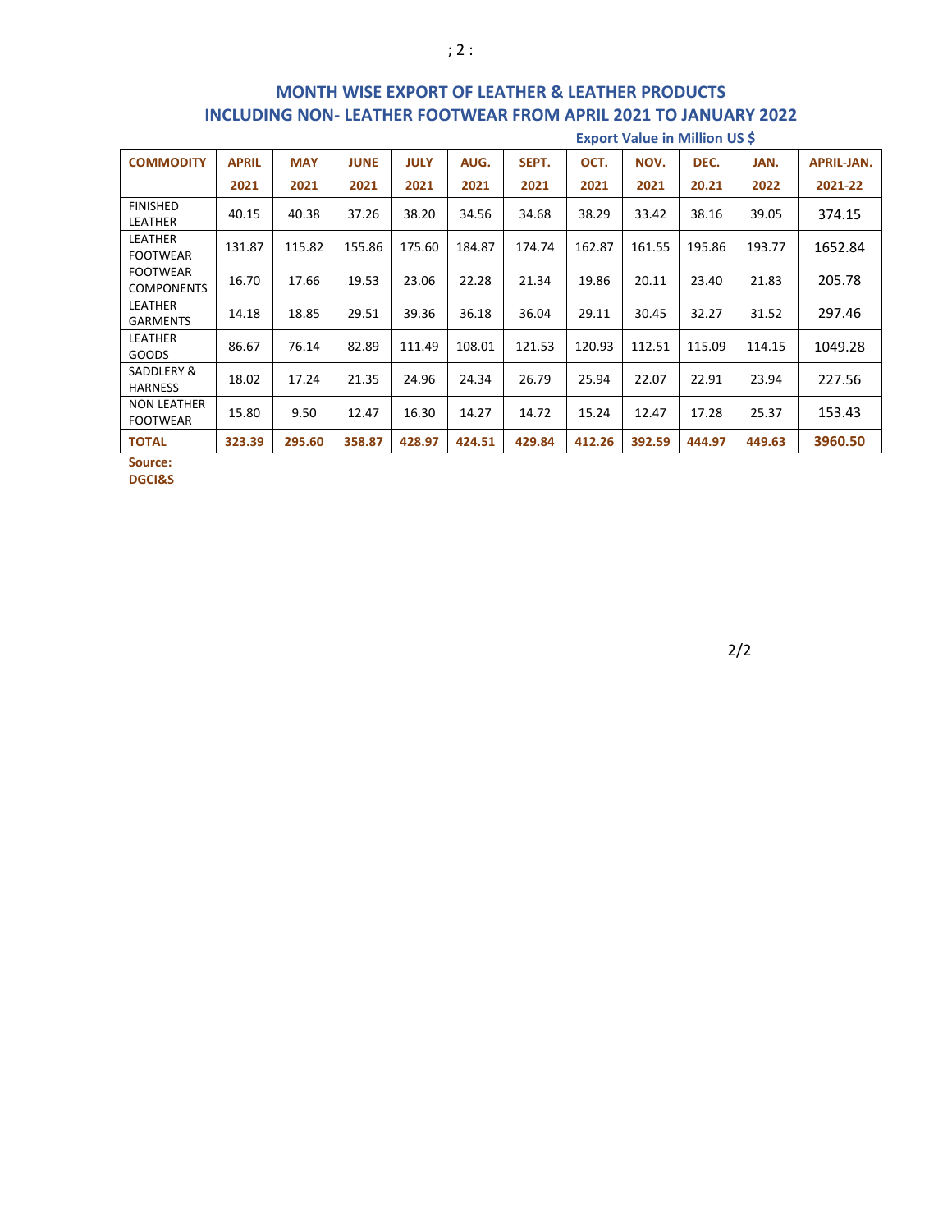## MONTH WISE EXPORT OF LEATHER & LEATHER PRODUCTS INCLUDING NON- LEATHER FOOTWEAR FROM APRIL 2021 TO JANUARY 2022

**Export Value in Million US $**

| COMMODITY | APRIL 2021 | MAY 2021 | JUNE 2021 | JULY 2021 | AUG. 2021 | SEPT. 2021 | OCT. 2021 | NOV. 2021 | DEC. 20.21 | JAN. 2022 | APRIL-JAN. 2021-22 |
|---|---|---|---|---|---|---|---|---|---|---|---|
| FINISHED LEATHER | 40.15 | 40.38 | 37.26 | 38.20 | 34.56 | 34.68 | 38.29 | 33.42 | 38.16 | 39.05 | 374.15 |
| LEATHER FOOTWEAR | 131.87 | 115.82 | 155.86 | 175.60 | 184.87 | 174.74 | 162.87 | 161.55 | 195.86 | 193.77 | 1652.84 |
| FOOTWEAR COMPONENTS | 16.70 | 17.66 | 19.53 | 23.06 | 22.28 | 21.34 | 19.86 | 20.11 | 23.40 | 21.83 | 205.78 |
| LEATHER GARMENTS | 14.18 | 18.85 | 29.51 | 39.36 | 36.18 | 36.04 | 29.11 | 30.45 | 32.27 | 31.52 | 297.46 |
| LEATHER GOODS | 86.67 | 76.14 | 82.89 | 111.49 | 108.01 | 121.53 | 120.93 | 112.51 | 115.09 | 114.15 | 1049.28 |
| SADDLERY & HARNESS | 18.02 | 17.24 | 21.35 | 24.96 | 24.34 | 26.79 | 25.94 | 22.07 | 22.91 | 23.94 | 227.56 |
| NON LEATHER FOOTWEAR | 15.80 | 9.50 | 12.47 | 16.30 | 14.27 | 14.72 | 15.24 | 12.47 | 17.28 | 25.37 | 153.43 |
| **TOTAL** | **323.39** | **295.60** | **358.87** | **428.97** | **424.51** | **429.84** | **412.26** | **392.59** | **444.97** | **449.63** | **3960.50** |

**Source: DGCI&S**